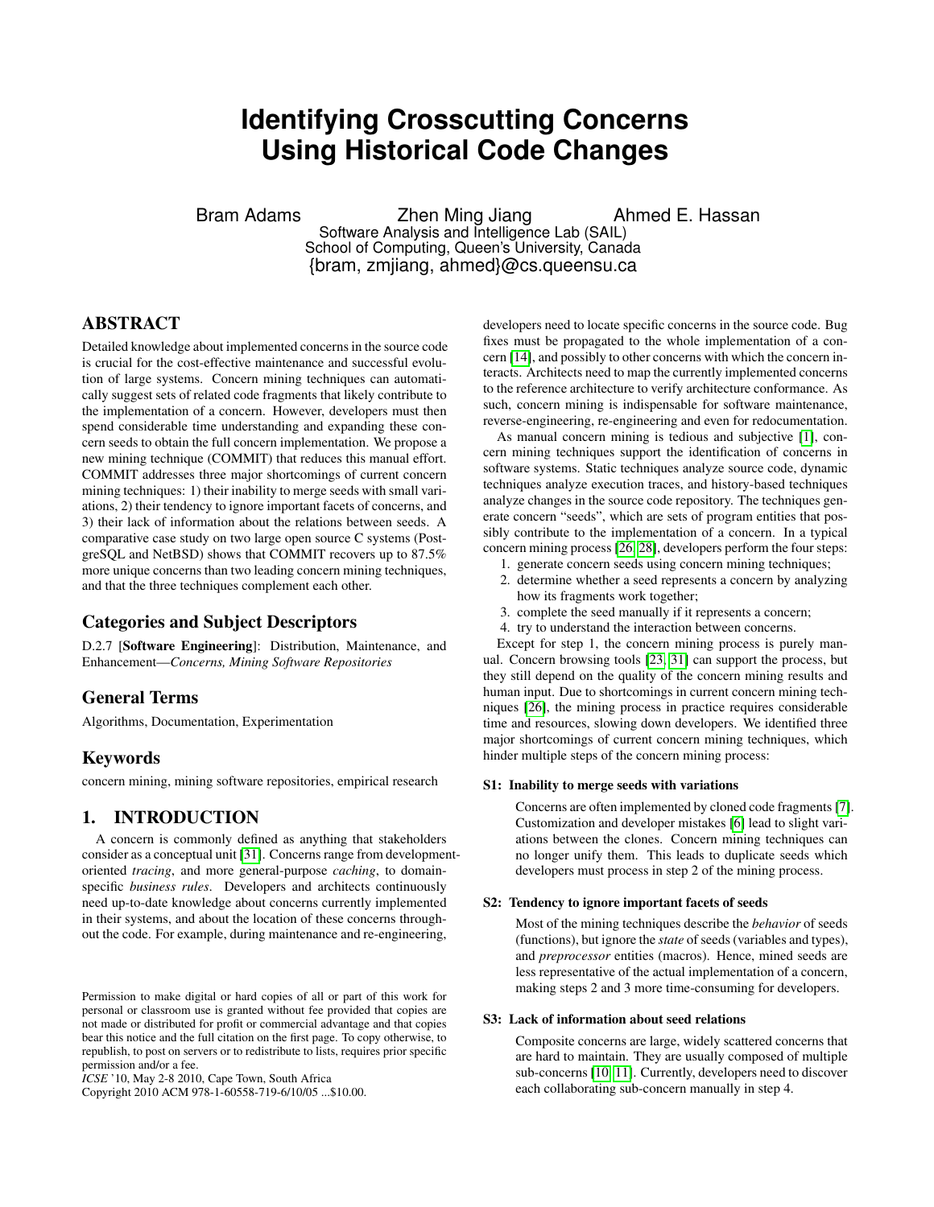# Identifying Crosscutting Concerns Using Historical Code Changes

Bram Adams Zhen Ming Jiang Ahmed E. Hassan
Software Analysis and Intelligence Lab (SAIL)
School of Computing, Queen's University, Canada
{bram, zmjiang, ahmed}@cs.queensu.ca

## ABSTRACT

Detailed knowledge about implemented concerns in the source code is crucial for the cost-effective maintenance and successful evolution of large systems. Concern mining techniques can automatically suggest sets of related code fragments that likely contribute to the implementation of a concern. However, developers must then spend considerable time understanding and expanding these concern seeds to obtain the full concern implementation. We propose a new mining technique (COMMIT) that reduces this manual effort. COMMIT addresses three major shortcomings of current concern mining techniques: 1) their inability to merge seeds with small variations, 2) their tendency to ignore important facets of concerns, and 3) their lack of information about the relations between seeds. A comparative case study on two large open source C systems (PostgreSQL and NetBSD) shows that COMMIT recovers up to 87.5% more unique concerns than two leading concern mining techniques, and that the three techniques complement each other.

## Categories and Subject Descriptors

D.2.7 [**Software Engineering**]: Distribution, Maintenance, and Enhancement—*Concerns, Mining Software Repositories*

## General Terms

Algorithms, Documentation, Experimentation

## Keywords

concern mining, mining software repositories, empirical research

## 1. INTRODUCTION

A concern is commonly defined as anything that stakeholders consider as a conceptual unit [31]. Concerns range from development-oriented *tracing*, and more general-purpose *caching*, to domain-specific *business rules*. Developers and architects continuously need up-to-date knowledge about concerns currently implemented in their systems, and about the location of these concerns throughout the code. For example, during maintenance and re-engineering, developers need to locate specific concerns in the source code. Bug fixes must be propagated to the whole implementation of a concern [14], and possibly to other concerns with which the concern interacts. Architects need to map the currently implemented concerns to the reference architecture to verify architecture conformance. As such, concern mining is indispensable for software maintenance, reverse-engineering, re-engineering and even for redocumentation.

As manual concern mining is tedious and subjective [1], concern mining techniques support the identification of concerns in software systems. Static techniques analyze source code, dynamic techniques analyze execution traces, and history-based techniques analyze changes in the source code repository. The techniques generate concern "seeds", which are sets of program entities that possibly contribute to the implementation of a concern. In a typical concern mining process [26, 28], developers perform the four steps:

1. generate concern seeds using concern mining techniques;
2. determine whether a seed represents a concern by analyzing how its fragments work together;
3. complete the seed manually if it represents a concern;
4. try to understand the interaction between concerns.

Except for step 1, the concern mining process is purely manual. Concern browsing tools [23, 31] can support the process, but they still depend on the quality of the concern mining results and human input. Due to shortcomings in current concern mining techniques [26], the mining process in practice requires considerable time and resources, slowing down developers. We identified three major shortcomings of current concern mining techniques, which hinder multiple steps of the concern mining process:

**S1: Inability to merge seeds with variations**

Concerns are often implemented by cloned code fragments [7]. Customization and developer mistakes [6] lead to slight variations between the clones. Concern mining techniques can no longer unify them. This leads to duplicate seeds which developers must process in step 2 of the mining process.

**S2: Tendency to ignore important facets of seeds**

Most of the mining techniques describe the *behavior* of seeds (functions), but ignore the *state* of seeds (variables and types), and *preprocessor* entities (macros). Hence, mined seeds are less representative of the actual implementation of a concern, making steps 2 and 3 more time-consuming for developers.

**S3: Lack of information about seed relations**

Composite concerns are large, widely scattered concerns that are hard to maintain. They are usually composed of multiple sub-concerns [10, 11]. Currently, developers need to discover each collaborating sub-concern manually in step 4.

Permission to make digital or hard copies of all or part of this work for personal or classroom use is granted without fee provided that copies are not made or distributed for profit or commercial advantage and that copies bear this notice and the full citation on the first page. To copy otherwise, to republish, to post on servers or to redistribute to lists, requires prior specific permission and/or a fee.
*ICSE* '10, May 2-8 2010, Cape Town, South Africa
Copyright 2010 ACM 978-1-60558-719-6/10/05 ...$10.00.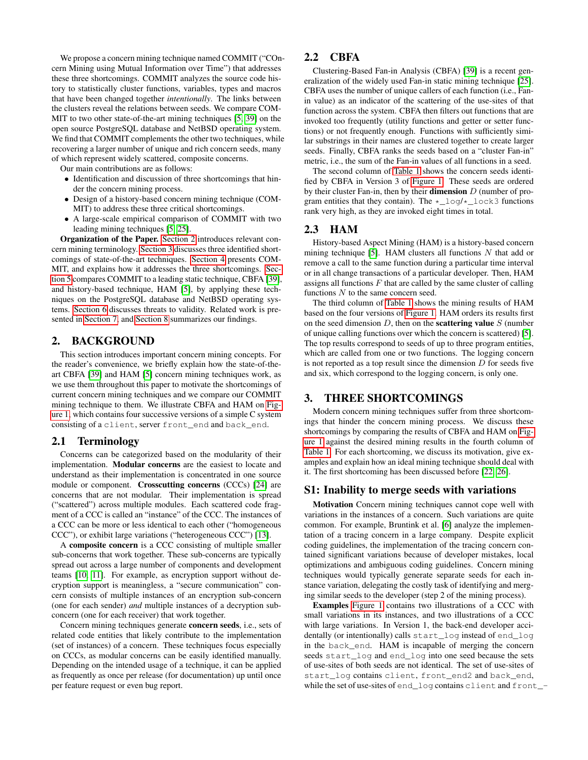We propose a concern mining technique named COMMIT ("COncern Mining using Mutual Information over Time") that addresses these three shortcomings. COMMIT analyzes the source code history to statistically cluster functions, variables, types and macros that have been changed together *intentionally*. The links between the clusters reveal the relations between seeds. We compare COMMIT to two other state-of-the-art mining techniques [5, 39] on the open source PostgreSQL database and NetBSD operating system. We find that COMMIT complements the other two techniques, while recovering a larger number of unique and rich concern seeds, many of which represent widely scattered, composite concerns.

Our main contributions are as follows:

- Identification and discussion of three shortcomings that hinder the concern mining process.
- Design of a history-based concern mining technique (COMMIT) to address these three critical shortcomings.
- A large-scale empirical comparison of COMMIT with two leading mining techniques [5, 25].

**Organization of the Paper.** Section 2 introduces relevant concern mining terminology. Section 3 discusses three identified shortcomings of state-of-the-art techniques. Section 4 presents COMMIT, and explains how it addresses the three shortcomings. Section 5 compares COMMIT to a leading static technique, CBFA [39], and history-based technique, HAM [5], by applying these techniques on the PostgreSQL database and NetBSD operating systems. Section 6 discusses threats to validity. Related work is presented in Section 7, and Section 8 summarizes our findings.

## 2. BACKGROUND

This section introduces important concern mining concepts. For the reader's convenience, we briefly explain how the state-of-the-art CBFA [39] and HAM [5] concern mining techniques work, as we use them throughout this paper to motivate the shortcomings of current concern mining techniques and we compare our COMMIT mining technique to them. We illustrate CBFA and HAM on Figure 1, which contains four successive versions of a simple C system consisting of a `client`, server `front_end` and `back_end`.

### 2.1 Terminology

Concerns can be categorized based on the modularity of their implementation. **Modular concerns** are the easiest to locate and understand as their implementation is concentrated in one source module or component. **Crosscutting concerns** (CCCs) [24] are concerns that are not modular. Their implementation is spread ("scattered") across multiple modules. Each scattered code fragment of a CCC is called an "instance" of the CCC. The instances of a CCC can be more or less identical to each other ("homogeneous CCC"), or exhibit large variations ("heterogeneous CCC") [13].

A **composite concern** is a CCC consisting of multiple smaller sub-concerns that work together. These sub-concerns are typically spread out across a large number of components and development teams [10, 11]. For example, as encryption support without decryption support is meaningless, a "secure communication" concern consists of multiple instances of an encryption sub-concern (one for each sender) *and* multiple instances of a decryption sub-concern (one for each receiver) that work together.

Concern mining techniques generate **concern seeds**, i.e., sets of related code entities that likely contribute to the implementation (set of instances) of a concern. These techniques focus especially on CCCs, as modular concerns can be easily identified manually. Depending on the intended usage of a technique, it can be applied as frequently as once per release (for documentation) up until once per feature request or even bug report.

### 2.2 CBFA

Clustering-Based Fan-in Analysis (CBFA) [39] is a recent generalization of the widely used Fan-in static mining technique [25]. CBFA uses the number of unique callers of each function (i.e., Fan-in value) as an indicator of the scattering of the use-sites of that function across the system. CBFA then filters out functions that are invoked too frequently (utility functions and getter or setter functions) or not frequently enough. Functions with sufficiently similar substrings in their names are clustered together to create larger seeds. Finally, CBFA ranks the seeds based on a "cluster Fan-in" metric, i.e., the sum of the Fan-in values of all functions in a seed.

The second column of Table 1 shows the concern seeds identified by CBFA in Version 3 of Figure 1. These seeds are ordered by their cluster Fan-in, then by their **dimension** $D$ (number of program entities that they contain). The `*_log`/`*_lock3` functions rank very high, as they are invoked eight times in total.

### 2.3 HAM

History-based Aspect Mining (HAM) is a history-based concern mining technique [5]. HAM clusters all functions $N$ that add or remove a call to the same function during a particular time interval or in all change transactions of a particular developer. Then, HAM assigns all functions $F$ that are called by the same cluster of calling functions $N$ to the same concern seed.

The third column of Table 1 shows the mining results of HAM based on the four versions of Figure 1. HAM orders its results first on the seed dimension $D$, then on the **scattering value** $S$ (number of unique calling functions over which the concern is scattered) [5]. The top results correspond to seeds of up to three program entities, which are called from one or two functions. The logging concern is not reported as a top result since the dimension $D$ for seeds five and six, which correspond to the logging concern, is only one.

## 3. THREE SHORTCOMINGS

Modern concern mining techniques suffer from three shortcomings that hinder the concern mining process. We discuss these shortcomings by comparing the results of CBFA and HAM on Figure 1 against the desired mining results in the fourth column of Table 1. For each shortcoming, we discuss its motivation, give examples and explain how an ideal mining technique should deal with it. The first shortcoming has been discussed before [22, 26].

### S1: Inability to merge seeds with variations

**Motivation** Concern mining techniques cannot cope well with variations in the instances of a concern. Such variations are quite common. For example, Bruntink et al. [6] analyze the implementation of a tracing concern in a large company. Despite explicit coding guidelines, the implementation of the tracing concern contained significant variations because of developer mistakes, local optimizations and ambiguous coding guidelines. Concern mining techniques would typically generate separate seeds for each instance variation, delegating the costly task of identifying and merging similar seeds to the developer (step 2 of the mining process).

**Examples** Figure 1 contains two illustrations of a CCC with small variations in its instances, and two illustrations of a CCC with large variations. In Version 1, the back-end developer accidentally (or intentionally) calls `start_log` instead of `end_log` in the `back_end`. HAM is incapable of merging the concern seeds `start_log` and `end_log` into one seed because the sets of use-sites of both seeds are not identical. The set of use-sites of `start_log` contains `client`, `front_end2` and `back_end`, while the set of use-sites of `end_log` contains `client` and `front_-`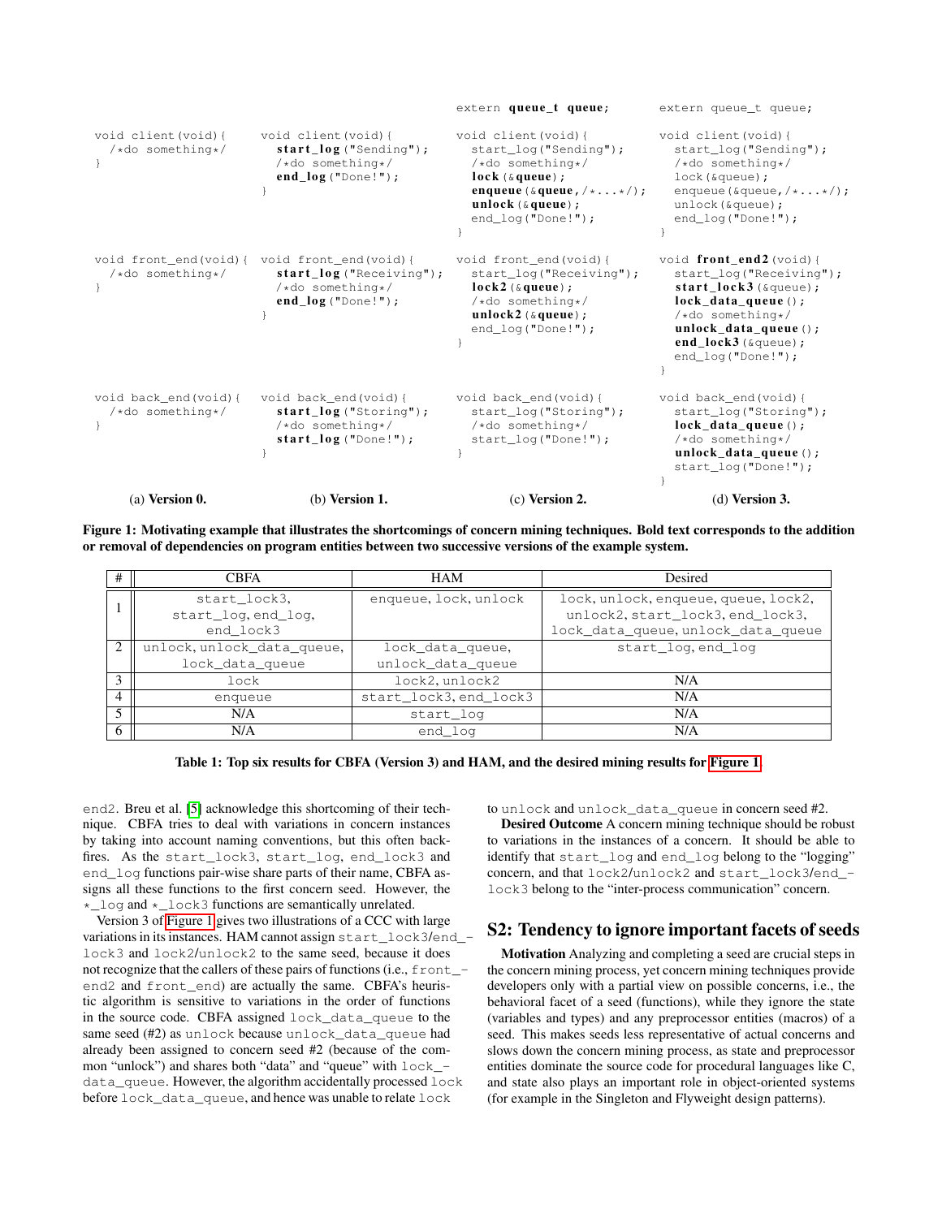```
                                              extern queue_t queue;          extern queue_t queue;

void client(void){    void client(void){      void client(void){             void client(void){
  /*do something*/      start_log("Sending");   start_log("Sending");          start_log("Sending");
}                       /*do something*/        /*do something*/               /*do something*/
                        end_log("Done!");       lock(&queue);                  lock(&queue);
                      }                         enqueue(&queue,/*...*/);       enqueue(&queue,/*...*/);
                                                unlock(&queue);                unlock(&queue);
                                                end_log("Done!");              end_log("Done!");
                                              }                              }

void front_end(void){ void front_end(void){   void front_end(void){          void front_end2(void){
  /*do something*/      start_log("Receiving"); start_log("Receiving");        start_log("Receiving");
}                       /*do something*/        lock2(&queue);                 start_lock3(&queue);
                        end_log("Done!");       /*do something*/               lock_data_queue();
                      }                         unlock2(&queue);               /*do something*/
                                                end_log("Done!");              unlock_data_queue();
                                              }                                end_lock3(&queue);
                                                                               end_log("Done!");
                                                                             }

void back_end(void){  void back_end(void){    void back_end(void){           void back_end(void){
  /*do something*/      start_log("Storing");   start_log("Storing");          start_log("Storing");
}                       /*do something*/        /*do something*/               lock_data_queue();
                        start_log("Done!");     start_log("Done!");            /*do something*/
                      }                       }                                unlock_data_queue();
                                                                               start_log("Done!");
                                                                             }
```

(a) **Version 0.** (b) **Version 1.** (c) **Version 2.** (d) **Version 3.**

**Figure 1: Motivating example that illustrates the shortcomings of concern mining techniques. Bold text corresponds to the addition or removal of dependencies on program entities between two successive versions of the example system.**

| # | CBFA | HAM | Desired |
|---|---|---|---|
| 1 | start_lock3, start_log, end_log, end_lock3 | enqueue, lock, unlock | lock, unlock, enqueue, queue, lock2, unlock2, start_lock3, end_lock3, lock_data_queue, unlock_data_queue |
| 2 | unlock, unlock_data_queue, lock_data_queue | lock_data_queue, unlock_data_queue | start_log, end_log |
| 3 | lock | lock2, unlock2 | N/A |
| 4 | enqueue | start_lock3, end_lock3 | N/A |
| 5 | N/A | start_log | N/A |
| 6 | N/A | end_log | N/A |

**Table 1: Top six results for CBFA (Version 3) and HAM, and the desired mining results for Figure 1.**

end2. Breu et al. [5] acknowledge this shortcoming of their technique. CBFA tries to deal with variations in concern instances by taking into account naming conventions, but this often backfires. As the start_lock3, start_log, end_lock3 and end_log functions pair-wise share parts of their name, CBFA assigns all these functions to the first concern seed. However, the *_log and *_lock3 functions are semantically unrelated.

Version 3 of Figure 1 gives two illustrations of a CCC with large variations in its instances. HAM cannot assign start_lock3/end_lock3 and lock2/unlock2 to the same seed, because it does not recognize that the callers of these pairs of functions (i.e., front_end2 and front_end) are actually the same. CBFA's heuristic algorithm is sensitive to variations in the order of functions in the source code. CBFA assigned lock_data_queue to the same seed (#2) as unlock because unlock_data_queue had already been assigned to concern seed #2 (because of the common "unlock") and shares both "data" and "queue" with lock_data_queue. However, the algorithm accidentally processed lock before lock_data_queue, and hence was unable to relate lock to unlock and unlock_data_queue in concern seed #2.

**Desired Outcome** A concern mining technique should be robust to variations in the instances of a concern. It should be able to identify that start_log and end_log belong to the "logging" concern, and that lock2/unlock2 and start_lock3/end_lock3 belong to the "inter-process communication" concern.

## S2: Tendency to ignore important facets of seeds

**Motivation** Analyzing and completing a seed are crucial steps in the concern mining process, yet concern mining techniques provide developers only with a partial view on possible concerns, i.e., the behavioral facet of a seed (functions), while they ignore the state (variables and types) and any preprocessor entities (macros) of a seed. This makes seeds less representative of actual concerns and slows down the concern mining process, as state and preprocessor entities dominate the source code for procedural languages like C, and state also plays an important role in object-oriented systems (for example in the Singleton and Flyweight design patterns).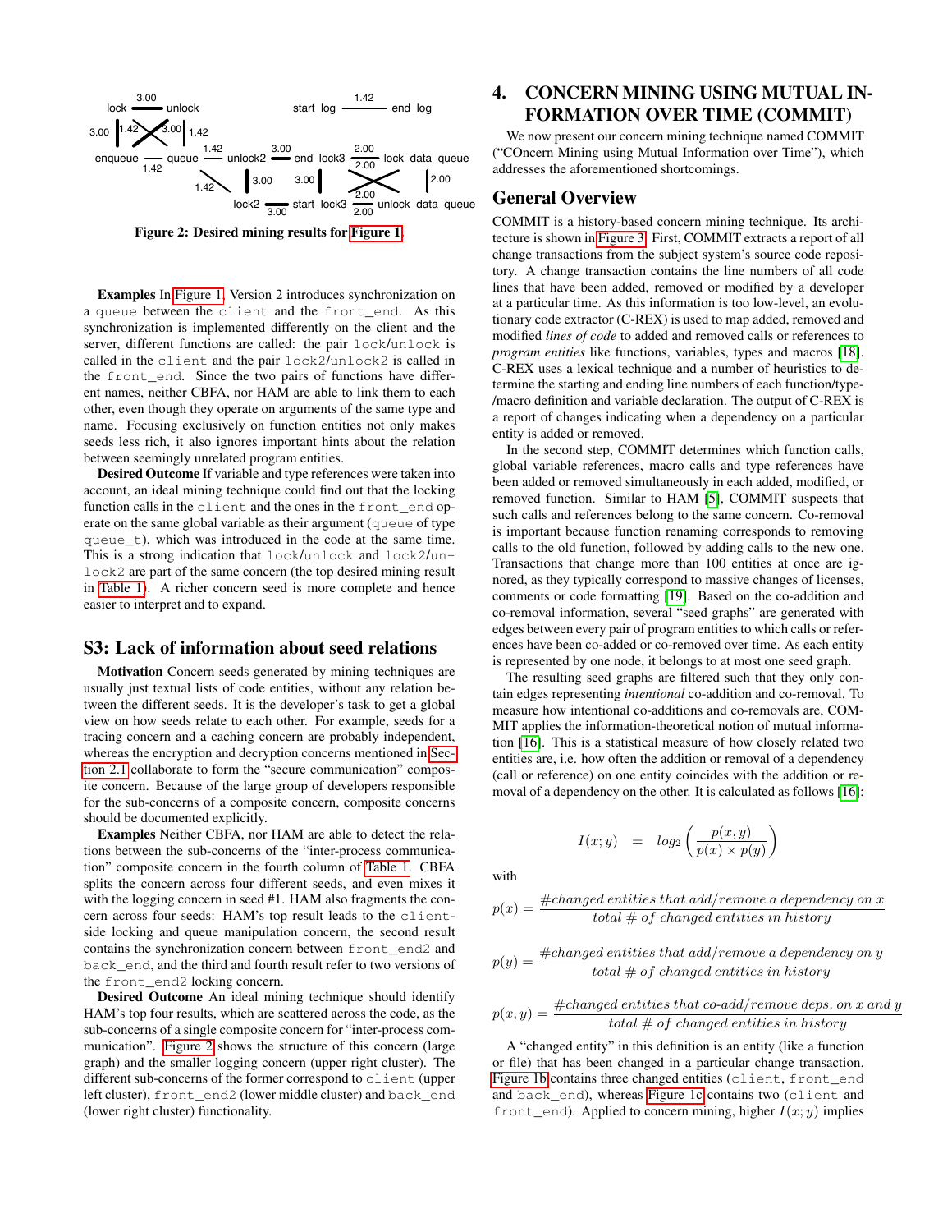Figure 2: Desired mining results for Figure 1.

**Examples** In Figure 1, Version 2 introduces synchronization on a queue between the client and the front_end. As this synchronization is implemented differently on the client and the server, different functions are called: the pair lock/unlock is called in the client and the pair lock2/unlock2 is called in the front_end. Since the two pairs of functions have different names, neither CBFA, nor HAM are able to link them to each other, even though they operate on arguments of the same type and name. Focusing exclusively on function entities not only makes seeds less rich, it also ignores important hints about the relation between seemingly unrelated program entities.

**Desired Outcome** If variable and type references were taken into account, an ideal mining technique could find out that the locking function calls in the client and the ones in the front_end operate on the same global variable as their argument (queue of type queue_t), which was introduced in the code at the same time. This is a strong indication that lock/unlock and lock2/unlock2 are part of the same concern (the top desired mining result in Table 1). A richer concern seed is more complete and hence easier to interpret and to expand.

## S3: Lack of information about seed relations

**Motivation** Concern seeds generated by mining techniques are usually just textual lists of code entities, without any relation between the different seeds. It is the developer's task to get a global view on how seeds relate to each other. For example, seeds for a tracing concern and a caching concern are probably independent, whereas the encryption and decryption concerns mentioned in Section 2.1 collaborate to form the "secure communication" composite concern. Because of the large group of developers responsible for the sub-concerns of a composite concern, composite concerns should be documented explicitly.

**Examples** Neither CBFA, nor HAM are able to detect the relations between the sub-concerns of the "inter-process communication" composite concern in the fourth column of Table 1. CBFA splits the concern across four different seeds, and even mixes it with the logging concern in seed #1. HAM also fragments the concern across four seeds: HAM's top result leads to the client-side locking and queue manipulation concern, the second result contains the synchronization concern between front_end2 and back_end, and the third and fourth result refer to two versions of the front_end2 locking concern.

**Desired Outcome** An ideal mining technique should identify HAM's top four results, which are scattered across the code, as the sub-concerns of a single composite concern for "inter-process communication". Figure 2 shows the structure of this concern (large graph) and the smaller logging concern (upper right cluster). The different sub-concerns of the former correspond to client (upper left cluster), front_end2 (lower middle cluster) and back_end (lower right cluster) functionality.

# 4. CONCERN MINING USING MUTUAL INFORMATION OVER TIME (COMMIT)

We now present our concern mining technique named COMMIT ("COncern Mining using Mutual Information over Time"), which addresses the aforementioned shortcomings.

## General Overview

COMMIT is a history-based concern mining technique. Its architecture is shown in Figure 3. First, COMMIT extracts a report of all change transactions from the subject system's source code repository. A change transaction contains the line numbers of all code lines that have been added, removed or modified by a developer at a particular time. As this information is too low-level, an evolutionary code extractor (C-REX) is used to map added, removed and modified *lines of code* to added and removed calls or references to *program entities* like functions, variables, types and macros [18]. C-REX uses a lexical technique and a number of heuristics to determine the starting and ending line numbers of each function/type-/macro definition and variable declaration. The output of C-REX is a report of changes indicating when a dependency on a particular entity is added or removed.

In the second step, COMMIT determines which function calls, global variable references, macro calls and type references have been added or removed simultaneously in each added, modified, or removed function. Similar to HAM [5], COMMIT suspects that such calls and references belong to the same concern. Co-removal is important because function renaming corresponds to removing calls to the old function, followed by adding calls to the new one. Transactions that change more than 100 entities at once are ignored, as they typically correspond to massive changes of licenses, comments or code formatting [19]. Based on the co-addition and co-removal information, several "seed graphs" are generated with edges between every pair of program entities to which calls or references have been co-added or co-removed over time. As each entity is represented by one node, it belongs to at most one seed graph.

The resulting seed graphs are filtered such that they only contain edges representing *intentional* co-addition and co-removal. To measure how intentional co-additions and co-removals are, COMMIT applies the information-theoretical notion of mutual information [16]. This is a statistical measure of how closely related two entities are, i.e. how often the addition or removal of a dependency (call or reference) on one entity coincides with the addition or removal of a dependency on the other. It is calculated as follows [16]:

$$I(x;y) \quad = \quad log_2\left(\frac{p(x,y)}{p(x) \times p(y)}\right)$$

with

$$p(x) = \frac{\#changed\ entities\ that\ add/remove\ a\ dependency\ on\ x}{total\ \#\ of\ changed\ entities\ in\ history}$$

$$p(y) = \frac{\#changed\ entities\ that\ add/remove\ a\ dependency\ on\ y}{total\ \#\ of\ changed\ entities\ in\ history}$$

$$p(x,y) = \frac{\#changed\ entities\ that\ co\text{-}add/remove\ deps.\ on\ x\ and\ y}{total\ \#\ of\ changed\ entities\ in\ history}$$

A "changed entity" in this definition is an entity (like a function or file) that has been changed in a particular change transaction. Figure 1b contains three changed entities (client, front_end and back_end), whereas Figure 1c contains two (client and front_end). Applied to concern mining, higher $I(x;y)$ implies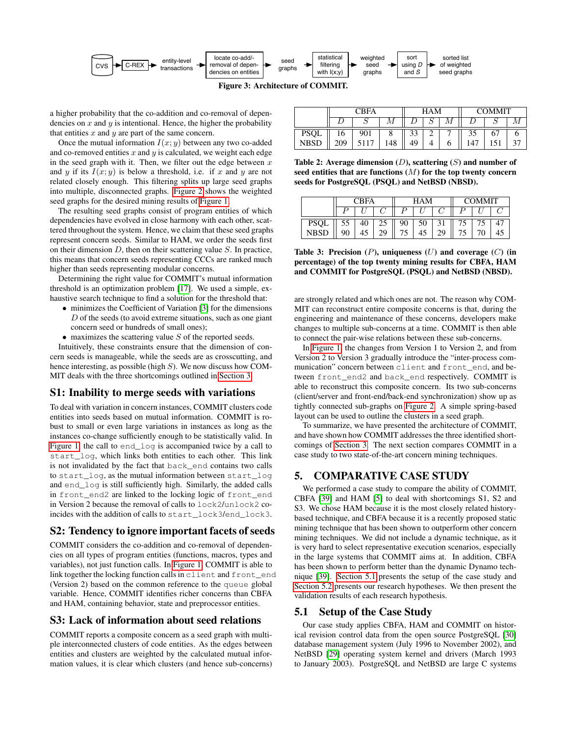CVS → C-REX → entity-level transactions → locate co-add/-removal of dependencies on entities → seed graphs → statistical filtering with I(x;y) → weighted seed graphs → sort using $D$ and $S$ → sorted list of weighted seed graphs

**Figure 3: Architecture of COMMIT.**

a higher probability that the co-addition and co-removal of dependencies on $x$ and $y$ is intentional. Hence, the higher the probability that entities $x$ and $y$ are part of the same concern.

Once the mutual information $I(x; y)$ between any two co-added and co-removed entities $x$ and $y$ is calculated, we weight each edge in the seed graph with it. Then, we filter out the edge between $x$ and $y$ if its $I(x; y)$ is below a threshold, i.e. if $x$ and $y$ are not related closely enough. This filtering splits up large seed graphs into multiple, disconnected graphs. Figure 2 shows the weighted seed graphs for the desired mining results of Figure 1.

The resulting seed graphs consist of program entities of which dependencies have evolved in close harmony with each other, scattered throughout the system. Hence, we claim that these seed graphs represent concern seeds. Similar to HAM, we order the seeds first on their dimension $D$, then on their scattering value $S$. In practice, this means that concern seeds representing CCCs are ranked much higher than seeds representing modular concerns.

Determining the right value for COMMIT's mutual information threshold is an optimization problem [17]. We used a simple, exhaustive search technique to find a solution for the threshold that:

- minimizes the Coefficient of Variation [3] for the dimensions $D$ of the seeds (to avoid extreme situations, such as one giant concern seed or hundreds of small ones);
- maximizes the scattering value $S$ of the reported seeds.

Intuitively, these constraints ensure that the dimension of concern seeds is manageable, while the seeds are as crosscutting, and hence interesting, as possible (high $S$). We now discuss how COMMIT deals with the three shortcomings outlined in Section 3.

## S1: Inability to merge seeds with variations

To deal with variation in concern instances, COMMIT clusters code entities into seeds based on mutual information. COMMIT is robust to small or even large variations in instances as long as the instances co-change sufficiently enough to be statistically valid. In Figure 1, the call to `end_log` is accompanied twice by a call to `start_log`, which links both entities to each other. This link is not invalidated by the fact that `back_end` contains two calls to `start_log`, as the mutual information between `start_log` and `end_log` is still sufficiently high. Similarly, the added calls in `front_end2` are linked to the locking logic of `front_end` in Version 2 because the removal of calls to `lock2`/`unlock2` coincides with the addition of calls to `start_lock3`/`end_lock3`.

## S2: Tendency to ignore important facets of seeds

COMMIT considers the co-addition and co-removal of dependencies on all types of program entities (functions, macros, types and variables), not just function calls. In Figure 1, COMMIT is able to link together the locking function calls in `client` and `front_end` (Version 2) based on the common reference to the `queue` global variable. Hence, COMMIT identifies richer concerns than CBFA and HAM, containing behavior, state and preprocessor entities.

## S3: Lack of information about seed relations

COMMIT reports a composite concern as a seed graph with multiple interconnected clusters of code entities. As the edges between entities and clusters are weighted by the calculated mutual information values, it is clear which clusters (and hence sub-concerns) are strongly related and which ones are not. The reason why COMMIT can reconstruct entire composite concerns is that, during the engineering and maintenance of these concerns, developers make changes to multiple sub-concerns at a time. COMMIT is then able to connect the pair-wise relations between these sub-concerns.

In Figure 1, the changes from Version 1 to Version 2, and from Version 2 to Version 3 gradually introduce the "inter-process communication" concern between `client` and `front_end`, and between `front_end2` and `back_end` respectively. COMMIT is able to reconstruct this composite concern. Its two sub-concerns (client/server and front-end/back-end synchronization) show up as tightly connected sub-graphs on Figure 2. A simple spring-based layout can be used to outline the clusters in a seed graph.

To summarize, we have presented the architecture of COMMIT, and have shown how COMMIT addresses the three identified shortcomings of Section 3. The next section compares COMMIT in a case study to two state-of-the-art concern mining techniques.

| | CBFA | | | HAM | | | COMMIT | | |
|---|---|---|---|---|---|---|---|---|---|
| | $D$ | $S$ | $M$ | $D$ | $S$ | $M$ | $D$ | $S$ | $M$ |
| PSQL | 16 | 901 | 8 | 33 | 2 | 7 | 35 | 67 | 6 |
| NBSD | 209 | 5117 | 148 | 49 | 4 | 6 | 147 | 151 | 37 |

**Table 2: Average dimension ($D$), scattering ($S$) and number of seed entities that are functions ($M$) for the top twenty concern seeds for PostgreSQL (PSQL) and NetBSD (NBSD).**

| | CBFA | | | HAM | | | COMMIT | | |
|---|---|---|---|---|---|---|---|---|---|
| | $P$ | $U$ | $C$ | $P$ | $U$ | $C$ | $P$ | $U$ | $C$ |
| PSQL | 55 | 40 | 25 | 90 | 50 | 31 | 75 | 75 | 47 |
| NBSD | 90 | 45 | 29 | 75 | 45 | 29 | 75 | 70 | 45 |

**Table 3: Precision ($P$), uniqueness ($U$) and coverage ($C$) (in percentage) of the top twenty mining results for CBFA, HAM and COMMIT for PostgreSQL (PSQL) and NetBSD (NBSD).**

## 5. COMPARATIVE CASE STUDY

We performed a case study to compare the ability of COMMIT, CBFA [39] and HAM [5] to deal with shortcomings S1, S2 and S3. We chose HAM because it is the most closely related history-based technique, and CBFA because it is a recently proposed static mining technique that has been shown to outperform other concern mining techniques. We did not include a dynamic technique, as it is very hard to select representative execution scenarios, especially in the large systems that COMMIT aims at. In addition, CBFA has been shown to perform better than the dynamic Dynamo technique [39]. Section 5.1 presents the setup of the case study and Section 5.2 presents our research hypotheses. We then present the validation results of each research hypothesis.

### 5.1 Setup of the Case Study

Our case study applies CBFA, HAM and COMMIT on historical revision control data from the open source PostgreSQL [30] database management system (July 1996 to November 2002), and NetBSD [29] operating system kernel and drivers (March 1993 to January 2003). PostgreSQL and NetBSD are large C systems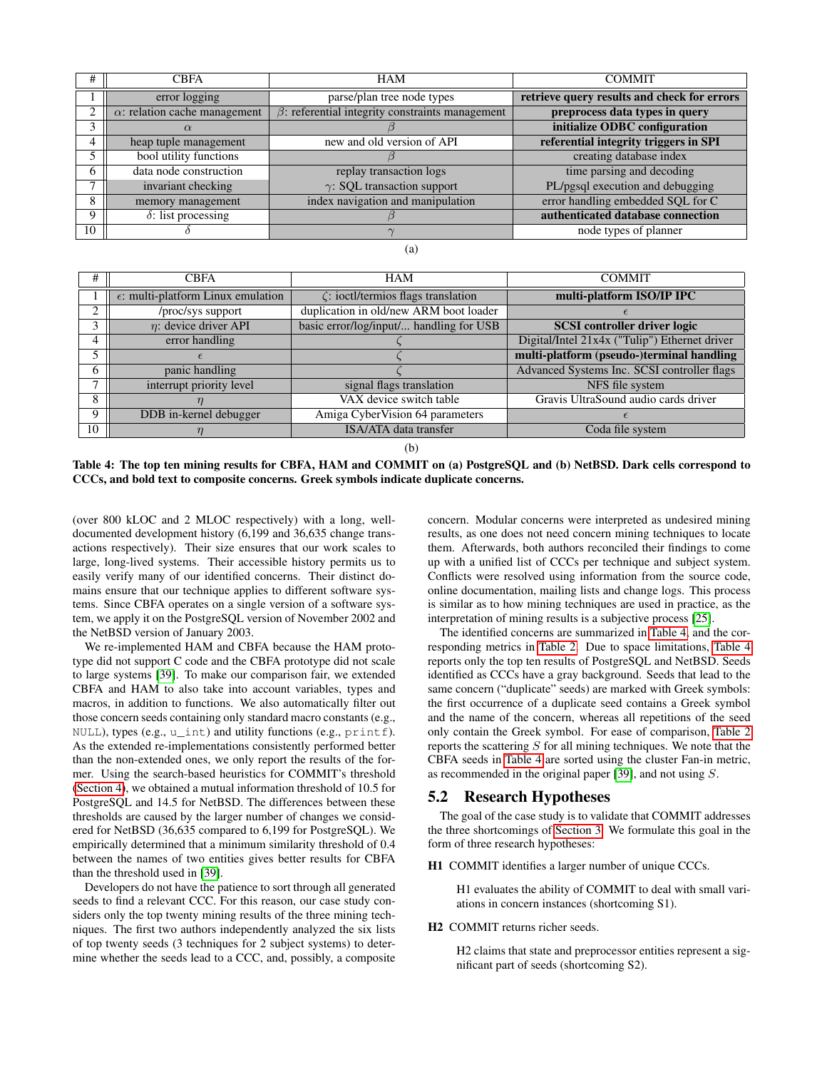| # | CBFA | HAM | COMMIT |
|---|---|---|---|
| 1 | error logging | parse/plan tree node types | **retrieve query results and check for errors** |
| 2 | $\alpha$: relation cache management | $\beta$: referential integrity constraints management | **preprocess data types in query** |
| 3 | $\alpha$ | $\beta$ | **initialize ODBC configuration** |
| 4 | heap tuple management | new and old version of API | **referential integrity triggers in SPI** |
| 5 | bool utility functions | $\beta$ | creating database index |
| 6 | data node construction | replay transaction logs | time parsing and decoding |
| 7 | invariant checking | $\gamma$: SQL transaction support | PL/pgsql execution and debugging |
| 8 | memory management | index navigation and manipulation | error handling embedded SQL for C |
| 9 | $\delta$: list processing | $\beta$ | **authenticated database connection** |
| 10 | $\delta$ | $\gamma$ | node types of planner |

(a)

| # | CBFA | HAM | COMMIT |
|---|---|---|---|
| 1 | $\epsilon$: multi-platform Linux emulation | $\zeta$: ioctl/termios flags translation | **multi-platform ISO/IP IPC** |
| 2 | /proc/sys support | duplication in old/new ARM boot loader | $\epsilon$ |
| 3 | $\eta$: device driver API | basic error/log/input/... handling for USB | **SCSI controller driver logic** |
| 4 | error handling | $\zeta$ | Digital/Intel 21x4x ("Tulip") Ethernet driver |
| 5 | $\epsilon$ | $\zeta$ | **multi-platform (pseudo-)terminal handling** |
| 6 | panic handling | $\zeta$ | Advanced Systems Inc. SCSI controller flags |
| 7 | interrupt priority level | signal flags translation | NFS file system |
| 8 | $\eta$ | VAX device switch table | Gravis UltraSound audio cards driver |
| 9 | DDB in-kernel debugger | Amiga CyberVision 64 parameters | $\epsilon$ |
| 10 | $\eta$ | ISA/ATA data transfer | Coda file system |

(b)

**Table 4: The top ten mining results for CBFA, HAM and COMMIT on (a) PostgreSQL and (b) NetBSD. Dark cells correspond to CCCs, and bold text to composite concerns. Greek symbols indicate duplicate concerns.**

(over 800 kLOC and 2 MLOC respectively) with a long, well-documented development history (6,199 and 36,635 change transactions respectively). Their size ensures that our work scales to large, long-lived systems. Their accessible history permits us to easily verify many of our identified concerns. Their distinct domains ensure that our technique applies to different software systems. Since CBFA operates on a single version of a software system, we apply it on the PostgreSQL version of November 2002 and the NetBSD version of January 2003.

We re-implemented HAM and CBFA because the HAM prototype did not support C code and the CBFA prototype did not scale to large systems [39]. To make our comparison fair, we extended CBFA and HAM to also take into account variables, types and macros, in addition to functions. We also automatically filter out those concern seeds containing only standard macro constants (e.g., NULL), types (e.g., u_int) and utility functions (e.g., printf). As the extended re-implementations consistently performed better than the non-extended ones, we only report the results of the former. Using the search-based heuristics for COMMIT's threshold (Section 4), we obtained a mutual information threshold of 10.5 for PostgreSQL and 14.5 for NetBSD. The differences between these thresholds are caused by the larger number of changes we considered for NetBSD (36,635 compared to 6,199 for PostgreSQL). We empirically determined that a minimum similarity threshold of 0.4 between the names of two entities gives better results for CBFA than the threshold used in [39].

Developers do not have the patience to sort through all generated seeds to find a relevant CCC. For this reason, our case study considers only the top twenty mining results of the three mining techniques. The first two authors independently analyzed the six lists of top twenty seeds (3 techniques for 2 subject systems) to determine whether the seeds lead to a CCC, and, possibly, a composite concern. Modular concerns were interpreted as undesired mining results, as one does not need concern mining techniques to locate them. Afterwards, both authors reconciled their findings to come up with a unified list of CCCs per technique and subject system. Conflicts were resolved using information from the source code, online documentation, mailing lists and change logs. This process is similar as to how mining techniques are used in practice, as the interpretation of mining results is a subjective process [25].

The identified concerns are summarized in Table 4, and the corresponding metrics in Table 2. Due to space limitations, Table 4 reports only the top ten results of PostgreSQL and NetBSD. Seeds identified as CCCs have a gray background. Seeds that lead to the same concern ("duplicate" seeds) are marked with Greek symbols: the first occurrence of a duplicate seed contains a Greek symbol and the name of the concern, whereas all repetitions of the seed only contain the Greek symbol. For ease of comparison, Table 2 reports the scattering $S$ for all mining techniques. We note that the CBFA seeds in Table 4 are sorted using the cluster Fan-in metric, as recommended in the original paper [39], and not using $S$.

## 5.2 Research Hypotheses

The goal of the case study is to validate that COMMIT addresses the three shortcomings of Section 3. We formulate this goal in the form of three research hypotheses:

**H1** COMMIT identifies a larger number of unique CCCs.

H1 evaluates the ability of COMMIT to deal with small variations in concern instances (shortcoming S1).

**H2** COMMIT returns richer seeds.

H2 claims that state and preprocessor entities represent a significant part of seeds (shortcoming S2).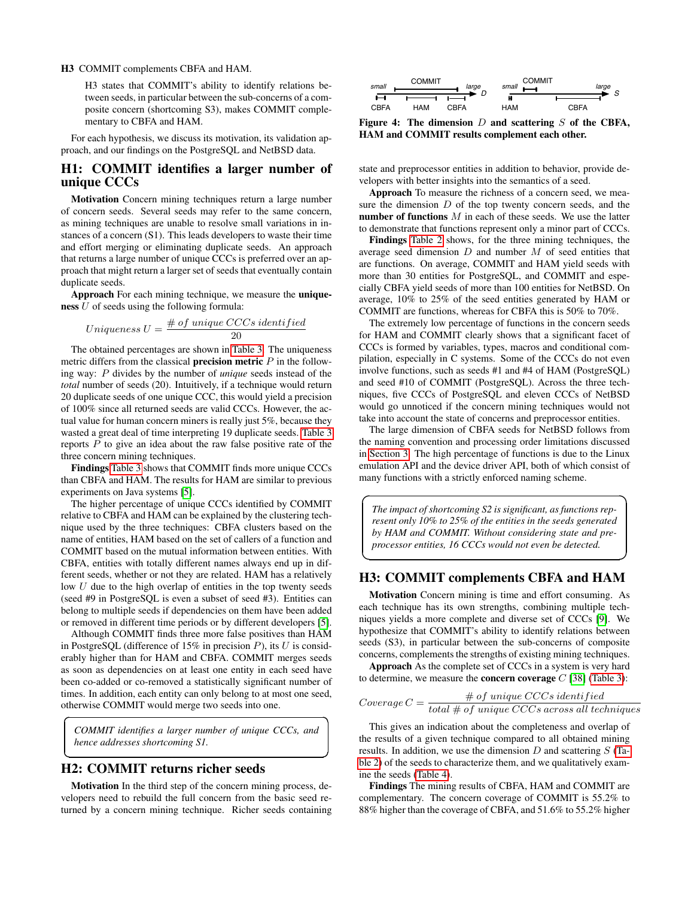**H3** COMMIT complements CBFA and HAM.

H3 states that COMMIT's ability to identify relations between seeds, in particular between the sub-concerns of a composite concern (shortcoming S3), makes COMMIT complementary to CBFA and HAM.

For each hypothesis, we discuss its motivation, its validation approach, and our findings on the PostgreSQL and NetBSD data.

## H1: COMMIT identifies a larger number of unique CCCs

**Motivation** Concern mining techniques return a large number of concern seeds. Several seeds may refer to the same concern, as mining techniques are unable to resolve small variations in instances of a concern (S1). This leads developers to waste their time and effort merging or eliminating duplicate seeds. An approach that returns a large number of unique CCCs is preferred over an approach that might return a larger set of seeds that eventually contain duplicate seeds.

**Approach** For each mining technique, we measure the **uniqueness** $U$ of seeds using the following formula:

$$Uniqueness\ U = \frac{\#\ of\ unique\ CCCs\ identified}{20}$$

The obtained percentages are shown in Table 3. The uniqueness metric differs from the classical **precision metric** $P$ in the following way: $P$ divides by the number of *unique* seeds instead of the *total* number of seeds (20). Intuitively, if a technique would return 20 duplicate seeds of one unique CCC, this would yield a precision of 100% since all returned seeds are valid CCCs. However, the actual value for human concern miners is really just 5%, because they wasted a great deal of time interpreting 19 duplicate seeds. Table 3 reports $P$ to give an idea about the raw false positive rate of the three concern mining techniques.

**Findings** Table 3 shows that COMMIT finds more unique CCCs than CBFA and HAM. The results for HAM are similar to previous experiments on Java systems [5].

The higher percentage of unique CCCs identified by COMMIT relative to CBFA and HAM can be explained by the clustering technique used by the three techniques: CBFA clusters based on the name of entities, HAM based on the set of callers of a function and COMMIT based on the mutual information between entities. With CBFA, entities with totally different names always end up in different seeds, whether or not they are related. HAM has a relatively low $U$ due to the high overlap of entities in the top twenty seeds (seed #9 in PostgreSQL is even a subset of seed #3). Entities can belong to multiple seeds if dependencies on them have been added or removed in different time periods or by different developers [5].

Although COMMIT finds three more false positives than HAM in PostgreSQL (difference of 15% in precision $P$), its $U$ is considerably higher than for HAM and CBFA. COMMIT merges seeds as soon as dependencies on at least one entity in each seed have been co-added or co-removed a statistically significant number of times. In addition, each entity can only belong to at most one seed, otherwise COMMIT would merge two seeds into one.

> *COMMIT identifies a larger number of unique CCCs, and hence addresses shortcoming S1.*

## H2: COMMIT returns richer seeds

**Motivation** In the third step of the concern mining process, developers need to rebuild the full concern from the basic seed returned by a concern mining technique. Richer seeds containing state and preprocessor entities in addition to behavior, provide developers with better insights into the semantics of a seed.

**Approach** To measure the richness of a concern seed, we measure the dimension $D$ of the top twenty concern seeds, and the **number of functions** $M$ in each of these seeds. We use the latter to demonstrate that functions represent only a minor part of CCCs.

**Findings** Table 2 shows, for the three mining techniques, the average seed dimension $D$ and number $M$ of seed entities that are functions. On average, COMMIT and HAM yield seeds with more than 30 entities for PostgreSQL, and COMMIT and especially CBFA yield seeds of more than 100 entities for NetBSD. On average, 10% to 25% of the seed entities generated by HAM or COMMIT are functions, whereas for CBFA this is 50% to 70%.

The extremely low percentage of functions in the concern seeds for HAM and COMMIT clearly shows that a significant facet of CCCs is formed by variables, types, macros and conditional compilation, especially in C systems. Some of the CCCs do not even involve functions, such as seeds #1 and #4 of HAM (PostgreSQL) and seed #10 of COMMIT (PostgreSQL). Across the three techniques, five CCCs of PostgreSQL and eleven CCCs of NetBSD would go unnoticed if the concern mining techniques would not take into account the state of concerns and preprocessor entities.

The large dimension of CBFA seeds for NetBSD follows from the naming convention and processing order limitations discussed in Section 3. The high percentage of functions is due to the Linux emulation API and the device driver API, both of which consist of many functions with a strictly enforced naming scheme.

> *The impact of shortcoming S2 is significant, as functions represent only 10% to 25% of the entities in the seeds generated by HAM and COMMIT. Without considering state and preprocessor entities, 16 CCCs would not even be detected.*

## H3: COMMIT complements CBFA and HAM

**Figure 4: The dimension $D$ and scattering $S$ of the CBFA, HAM and COMMIT results complement each other.**

**Motivation** Concern mining is time and effort consuming. As each technique has its own strengths, combining multiple techniques yields a more complete and diverse set of CCCs [9]. We hypothesize that COMMIT's ability to identify relations between seeds (S3), in particular between the sub-concerns of composite concerns, complements the strengths of existing mining techniques.

**Approach** As the complete set of CCCs in a system is very hard to determine, we measure the **concern coverage** $C$ [38] (Table 3):

$$Coverage\ C = \frac{\#\ of\ unique\ CCCs\ identified}{total\ \#\ of\ unique\ CCCs\ across\ all\ techniques}$$

This gives an indication about the completeness and overlap of the results of a given technique compared to all obtained mining results. In addition, we use the dimension $D$ and scattering $S$ (Table 2) of the seeds to characterize them, and we qualitatively examine the seeds (Table 4).

**Findings** The mining results of CBFA, HAM and COMMIT are complementary. The concern coverage of COMMIT is 55.2% to 88% higher than the coverage of CBFA, and 51.6% to 55.2% higher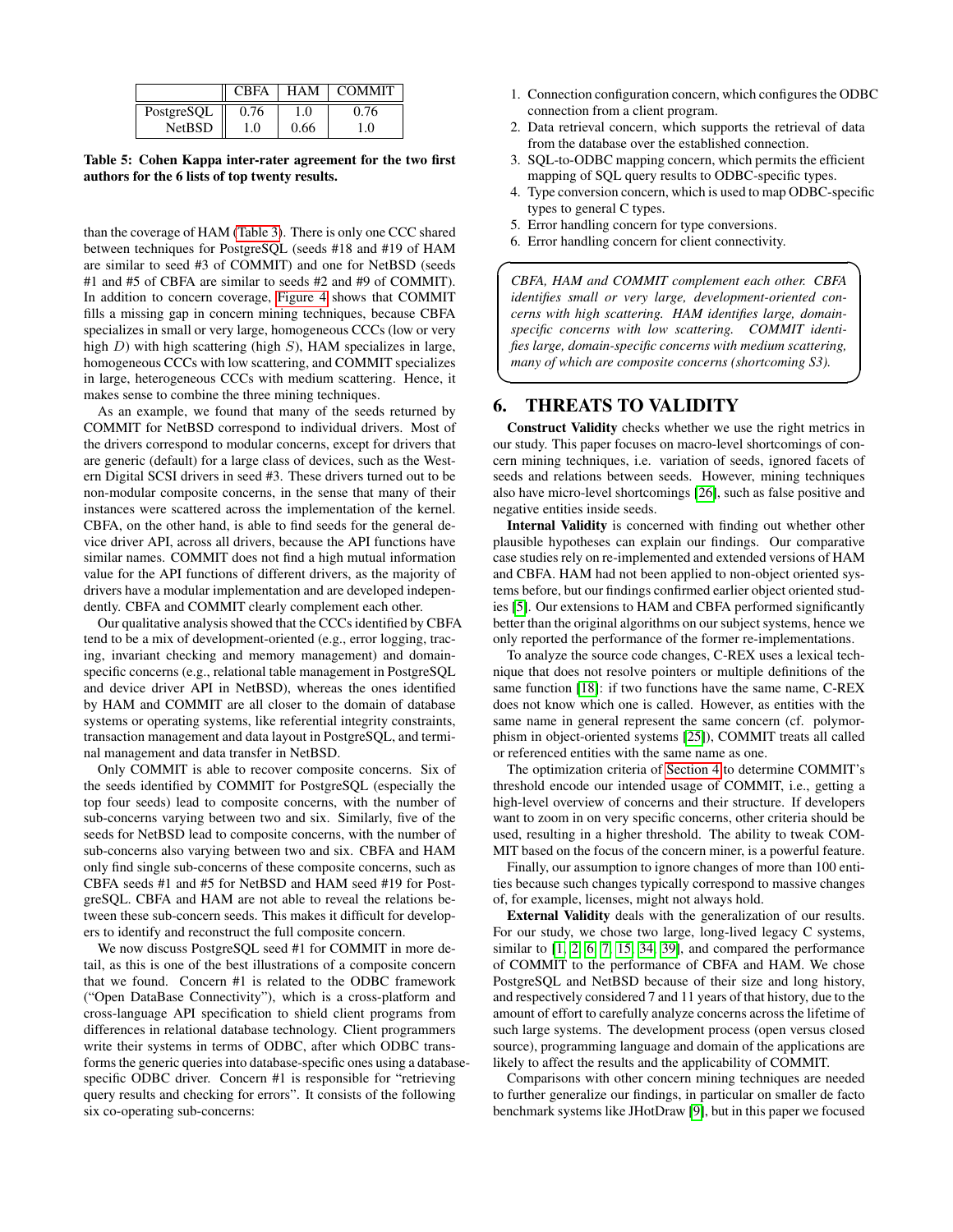| | CBFA | HAM | COMMIT |
|---|---|---|---|
| PostgreSQL | 0.76 | 1.0 | 0.76 |
| NetBSD | 1.0 | 0.66 | 1.0 |

**Table 5: Cohen Kappa inter-rater agreement for the two first authors for the 6 lists of top twenty results.**

than the coverage of HAM (Table 3). There is only one CCC shared between techniques for PostgreSQL (seeds #18 and #19 of HAM are similar to seed #3 of COMMIT) and one for NetBSD (seeds #1 and #5 of CBFA are similar to seeds #2 and #9 of COMMIT). In addition to concern coverage, Figure 4 shows that COMMIT fills a missing gap in concern mining techniques, because CBFA specializes in small or very large, homogeneous CCCs (low or very high $D$) with high scattering (high $S$), HAM specializes in large, homogeneous CCCs with low scattering, and COMMIT specializes in large, heterogeneous CCCs with medium scattering. Hence, it makes sense to combine the three mining techniques.

As an example, we found that many of the seeds returned by COMMIT for NetBSD correspond to individual drivers. Most of the drivers correspond to modular concerns, except for drivers that are generic (default) for a large class of devices, such as the Western Digital SCSI drivers in seed #3. These drivers turned out to be non-modular composite concerns, in the sense that many of their instances were scattered across the implementation of the kernel. CBFA, on the other hand, is able to find seeds for the general device driver API, across all drivers, because the API functions have similar names. COMMIT does not find a high mutual information value for the API functions of different drivers, as the majority of drivers have a modular implementation and are developed independently. CBFA and COMMIT clearly complement each other.

Our qualitative analysis showed that the CCCs identified by CBFA tend to be a mix of development-oriented (e.g., error logging, tracing, invariant checking and memory management) and domain-specific concerns (e.g., relational table management in PostgreSQL and device driver API in NetBSD), whereas the ones identified by HAM and COMMIT are all closer to the domain of database systems or operating systems, like referential integrity constraints, transaction management and data layout in PostgreSQL, and terminal management and data transfer in NetBSD.

Only COMMIT is able to recover composite concerns. Six of the seeds identified by COMMIT for PostgreSQL (especially the top four seeds) lead to composite concerns, with the number of sub-concerns varying between two and six. Similarly, five of the seeds for NetBSD lead to composite concerns, with the number of sub-concerns also varying between two and six. CBFA and HAM only find single sub-concerns of these composite concerns, such as CBFA seeds #1 and #5 for NetBSD and HAM seed #19 for PostgreSQL. CBFA and HAM are not able to reveal the relations between these sub-concern seeds. This makes it difficult for developers to identify and reconstruct the full composite concern.

We now discuss PostgreSQL seed #1 for COMMIT in more detail, as this is one of the best illustrations of a composite concern that we found. Concern #1 is related to the ODBC framework ("Open DataBase Connectivity"), which is a cross-platform and cross-language API specification to shield client programs from differences in relational database technology. Client programmers write their systems in terms of ODBC, after which ODBC transforms the generic queries into database-specific ones using a database-specific ODBC driver. Concern #1 is responsible for "retrieving query results and checking for errors". It consists of the following six co-operating sub-concerns:

1. Connection configuration concern, which configures the ODBC connection from a client program.
2. Data retrieval concern, which supports the retrieval of data from the database over the established connection.
3. SQL-to-ODBC mapping concern, which permits the efficient mapping of SQL query results to ODBC-specific types.
4. Type conversion concern, which is used to map ODBC-specific types to general C types.
5. Error handling concern for type conversions.
6. Error handling concern for client connectivity.

*CBFA, HAM and COMMIT complement each other. CBFA identifies small or very large, development-oriented concerns with high scattering. HAM identifies large, domain-specific concerns with low scattering. COMMIT identifies large, domain-specific concerns with medium scattering, many of which are composite concerns (shortcoming S3).*

## 6. THREATS TO VALIDITY

**Construct Validity** checks whether we use the right metrics in our study. This paper focuses on macro-level shortcomings of concern mining techniques, i.e. variation of seeds, ignored facets of seeds and relations between seeds. However, mining techniques also have micro-level shortcomings [26], such as false positive and negative entities inside seeds.

**Internal Validity** is concerned with finding out whether other plausible hypotheses can explain our findings. Our comparative case studies rely on re-implemented and extended versions of HAM and CBFA. HAM had not been applied to non-object oriented systems before, but our findings confirmed earlier object oriented studies [5]. Our extensions to HAM and CBFA performed significantly better than the original algorithms on our subject systems, hence we only reported the performance of the former re-implementations.

To analyze the source code changes, C-REX uses a lexical technique that does not resolve pointers or multiple definitions of the same function [18]: if two functions have the same name, C-REX does not know which one is called. However, as entities with the same name in general represent the same concern (cf. polymorphism in object-oriented systems [25]), COMMIT treats all called or referenced entities with the same name as one.

The optimization criteria of Section 4 to determine COMMIT's threshold encode our intended usage of COMMIT, i.e., getting a high-level overview of concerns and their structure. If developers want to zoom in on very specific concerns, other criteria should be used, resulting in a higher threshold. The ability to tweak COMMIT based on the focus of the concern miner, is a powerful feature.

Finally, our assumption to ignore changes of more than 100 entities because such changes typically correspond to massive changes of, for example, licenses, might not always hold.

**External Validity** deals with the generalization of our results. For our study, we chose two large, long-lived legacy C systems, similar to [1, 2, 6, 7, 15, 34, 39], and compared the performance of COMMIT to the performance of CBFA and HAM. We chose PostgreSQL and NetBSD because of their size and long history, and respectively considered 7 and 11 years of that history, due to the amount of effort to carefully analyze concerns across the lifetime of such large systems. The development process (open versus closed source), programming language and domain of the applications are likely to affect the results and the applicability of COMMIT.

Comparisons with other concern mining techniques are needed to further generalize our findings, in particular on smaller de facto benchmark systems like JHotDraw [9], but in this paper we focused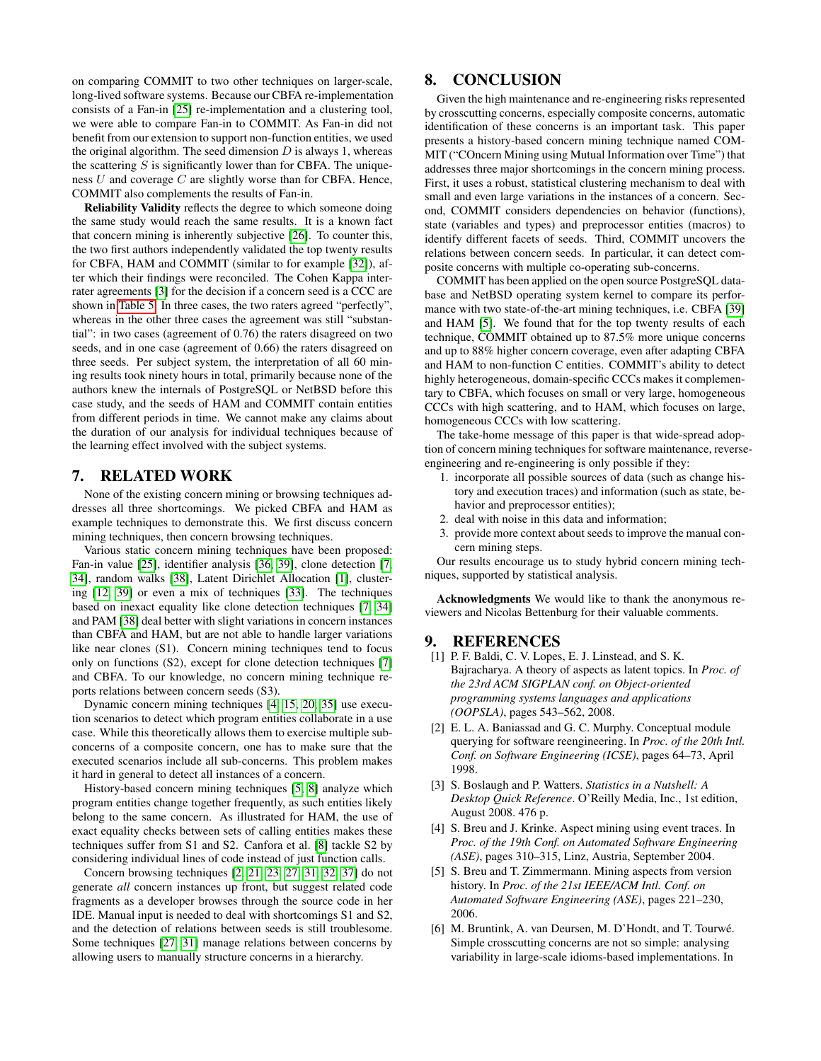on comparing COMMIT to two other techniques on larger-scale, long-lived software systems. Because our CBFA re-implementation consists of a Fan-in [25] re-implementation and a clustering tool, we were able to compare Fan-in to COMMIT. As Fan-in did not benefit from our extension to support non-function entities, we used the original algorithm. The seed dimension $D$ is always 1, whereas the scattering $S$ is significantly lower than for CBFA. The uniqueness $U$ and coverage $C$ are slightly worse than for CBFA. Hence, COMMIT also complements the results of Fan-in.

**Reliability Validity** reflects the degree to which someone doing the same study would reach the same results. It is a known fact that concern mining is inherently subjective [26]. To counter this, the two first authors independently validated the top twenty results for CBFA, HAM and COMMIT (similar to for example [32]), after which their findings were reconciled. The Cohen Kappa interrater agreements [3] for the decision if a concern seed is a CCC are shown in Table 5. In three cases, the two raters agreed "perfectly", whereas in the other three cases the agreement was still "substantial": in two cases (agreement of 0.76) the raters disagreed on two seeds, and in one case (agreement of 0.66) the raters disagreed on three seeds. Per subject system, the interpretation of all 60 mining results took ninety hours in total, primarily because none of the authors knew the internals of PostgreSQL or NetBSD before this case study, and the seeds of HAM and COMMIT contain entities from different periods in time. We cannot make any claims about the duration of our analysis for individual techniques because of the learning effect involved with the subject systems.

# 7. RELATED WORK

None of the existing concern mining or browsing techniques addresses all three shortcomings. We picked CBFA and HAM as example techniques to demonstrate this. We first discuss concern mining techniques, then concern browsing techniques.

Various static concern mining techniques have been proposed: Fan-in value [25], identifier analysis [36, 39], clone detection [7, 34], random walks [38], Latent Dirichlet Allocation [1], clustering [12, 39] or even a mix of techniques [33]. The techniques based on inexact equality like clone detection techniques [7, 34] and PAM [38] deal better with slight variations in concern instances than CBFA and HAM, but are not able to handle larger variations like near clones (S1). Concern mining techniques tend to focus only on functions (S2), except for clone detection techniques [7] and CBFA. To our knowledge, no concern mining technique reports relations between concern seeds (S3).

Dynamic concern mining techniques [4, 15, 20, 35] use execution scenarios to detect which program entities collaborate in a use case. While this theoretically allows them to exercise multiple subconcerns of a composite concern, one has to make sure that the executed scenarios include all sub-concerns. This problem makes it hard in general to detect all instances of a concern.

History-based concern mining techniques [5, 8] analyze which program entities change together frequently, as such entities likely belong to the same concern. As illustrated for HAM, the use of exact equality checks between sets of calling entities makes these techniques suffer from S1 and S2. Canfora et al. [8] tackle S2 by considering individual lines of code instead of just function calls.

Concern browsing techniques [2, 21, 23, 27, 31, 32, 37] do not generate *all* concern instances up front, but suggest related code fragments as a developer browses through the source code in her IDE. Manual input is needed to deal with shortcomings S1 and S2, and the detection of relations between seeds is still troublesome. Some techniques [27, 31] manage relations between concerns by allowing users to manually structure concerns in a hierarchy.

# 8. CONCLUSION

Given the high maintenance and re-engineering risks represented by crosscutting concerns, especially composite concerns, automatic identification of these concerns is an important task. This paper presents a history-based concern mining technique named COMMIT ("COncern Mining using Mutual Information over Time") that addresses three major shortcomings in the concern mining process. First, it uses a robust, statistical clustering mechanism to deal with small and even large variations in the instances of a concern. Second, COMMIT considers dependencies on behavior (functions), state (variables and types) and preprocessor entities (macros) to identify different facets of seeds. Third, COMMIT uncovers the relations between concern seeds. In particular, it can detect composite concerns with multiple co-operating sub-concerns.

COMMIT has been applied on the open source PostgreSQL database and NetBSD operating system kernel to compare its performance with two state-of-the-art mining techniques, i.e. CBFA [39] and HAM [5]. We found that for the top twenty results of each technique, COMMIT obtained up to 87.5% more unique concerns and up to 88% higher concern coverage, even after adapting CBFA and HAM to non-function C entities. COMMIT's ability to detect highly heterogeneous, domain-specific CCCs makes it complementary to CBFA, which focuses on small or very large, homogeneous CCCs with high scattering, and to HAM, which focuses on large, homogeneous CCCs with low scattering.

The take-home message of this paper is that wide-spread adoption of concern mining techniques for software maintenance, reverse-engineering and re-engineering is only possible if they:

1. incorporate all possible sources of data (such as change history and execution traces) and information (such as state, behavior and preprocessor entities);
2. deal with noise in this data and information;
3. provide more context about seeds to improve the manual concern mining steps.

Our results encourage us to study hybrid concern mining techniques, supported by statistical analysis.

**Acknowledgments** We would like to thank the anonymous reviewers and Nicolas Bettenburg for their valuable comments.

# 9. REFERENCES

[1] P. F. Baldi, C. V. Lopes, E. J. Linstead, and S. K. Bajracharya. A theory of aspects as latent topics. In *Proc. of the 23rd ACM SIGPLAN conf. on Object-oriented programming systems languages and applications (OOPSLA)*, pages 543–562, 2008.

[2] E. L. A. Baniassad and G. C. Murphy. Conceptual module querying for software reengineering. In *Proc. of the 20th Intl. Conf. on Software Engineering (ICSE)*, pages 64–73, April 1998.

[3] S. Boslaugh and P. Watters. *Statistics in a Nutshell: A Desktop Quick Reference*. O'Reilly Media, Inc., 1st edition, August 2008. 476 p.

[4] S. Breu and J. Krinke. Aspect mining using event traces. In *Proc. of the 19th Conf. on Automated Software Engineering (ASE)*, pages 310–315, Linz, Austria, September 2004.

[5] S. Breu and T. Zimmermann. Mining aspects from version history. In *Proc. of the 21st IEEE/ACM Intl. Conf. on Automated Software Engineering (ASE)*, pages 221–230, 2006.

[6] M. Bruntink, A. van Deursen, M. D'Hondt, and T. Tourwé. Simple crosscutting concerns are not so simple: analysing variability in large-scale idioms-based implementations. In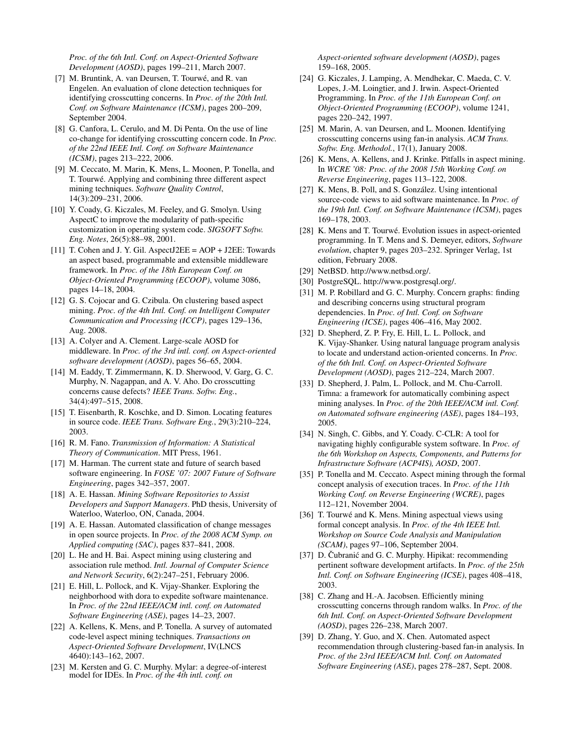*Proc. of the 6th Intl. Conf. on Aspect-Oriented Software Development (AOSD)*, pages 199–211, March 2007.

[7] M. Bruntink, A. van Deursen, T. Tourwé, and R. van Engelen. An evaluation of clone detection techniques for identifying crosscutting concerns. In *Proc. of the 20th Intl. Conf. on Software Maintenance (ICSM)*, pages 200–209, September 2004.

[8] G. Canfora, L. Cerulo, and M. Di Penta. On the use of line co-change for identifying crosscutting concern code. In *Proc. of the 22nd IEEE Intl. Conf. on Software Maintenance (ICSM)*, pages 213–222, 2006.

[9] M. Ceccato, M. Marin, K. Mens, L. Moonen, P. Tonella, and T. Tourwé. Applying and combining three different aspect mining techniques. *Software Quality Control*, 14(3):209–231, 2006.

[10] Y. Coady, G. Kiczales, M. Feeley, and G. Smolyn. Using AspectC to improve the modularity of path-specific customization in operating system code. *SIGSOFT Softw. Eng. Notes*, 26(5):88–98, 2001.

[11] T. Cohen and J. Y. Gil. AspectJ2EE = AOP + J2EE: Towards an aspect based, programmable and extensible middleware framework. In *Proc. of the 18th European Conf. on Object-Oriented Programming (ECOOP)*, volume 3086, pages 14–18, 2004.

[12] G. S. Cojocar and G. Czibula. On clustering based aspect mining. *Proc. of the 4th Intl. Conf. on Intelligent Computer Communication and Processing (ICCP)*, pages 129–136, Aug. 2008.

[13] A. Colyer and A. Clement. Large-scale AOSD for middleware. In *Proc. of the 3rd intl. conf. on Aspect-oriented software development (AOSD)*, pages 56–65, 2004.

[14] M. Eaddy, T. Zimmermann, K. D. Sherwood, V. Garg, G. C. Murphy, N. Nagappan, and A. V. Aho. Do crosscutting concerns cause defects? *IEEE Trans. Softw. Eng.*, 34(4):497–515, 2008.

[15] T. Eisenbarth, R. Koschke, and D. Simon. Locating features in source code. *IEEE Trans. Software Eng.*, 29(3):210–224, 2003.

[16] R. M. Fano. *Transmission of Information: A Statistical Theory of Communication*. MIT Press, 1961.

[17] M. Harman. The current state and future of search based software engineering. In *FOSE '07: 2007 Future of Software Engineering*, pages 342–357, 2007.

[18] A. E. Hassan. *Mining Software Repositories to Assist Developers and Support Managers*. PhD thesis, University of Waterloo, Waterloo, ON, Canada, 2004.

[19] A. E. Hassan. Automated classification of change messages in open source projects. In *Proc. of the 2008 ACM Symp. on Applied computing (SAC)*, pages 837–841, 2008.

[20] L. He and H. Bai. Aspect mining using clustering and association rule method. *Intl. Journal of Computer Science and Network Security*, 6(2):247–251, February 2006.

[21] E. Hill, L. Pollock, and K. Vijay-Shanker. Exploring the neighborhood with dora to expedite software maintenance. In *Proc. of the 22nd IEEE/ACM intl. conf. on Automated Software Engineering (ASE)*, pages 14–23, 2007.

[22] A. Kellens, K. Mens, and P. Tonella. A survey of automated code-level aspect mining techniques. *Transactions on Aspect-Oriented Software Development*, IV(LNCS 4640):143–162, 2007.

[23] M. Kersten and G. C. Murphy. Mylar: a degree-of-interest model for IDEs. In *Proc. of the 4th intl. conf. on Aspect-oriented software development (AOSD)*, pages 159–168, 2005.

[24] G. Kiczales, J. Lamping, A. Mendhekar, C. Maeda, C. V. Lopes, J.-M. Loingtier, and J. Irwin. Aspect-Oriented Programming. In *Proc. of the 11th European Conf. on Object-Oriented Programming (ECOOP)*, volume 1241, pages 220–242, 1997.

[25] M. Marin, A. van Deursen, and L. Moonen. Identifying crosscutting concerns using fan-in analysis. *ACM Trans. Softw. Eng. Methodol.*, 17(1), January 2008.

[26] K. Mens, A. Kellens, and J. Krinke. Pitfalls in aspect mining. In *WCRE '08: Proc. of the 2008 15th Working Conf. on Reverse Engineering*, pages 113–122, 2008.

[27] K. Mens, B. Poll, and S. González. Using intentional source-code views to aid software maintenance. In *Proc. of the 19th Intl. Conf. on Software Maintenance (ICSM)*, pages 169–178, 2003.

[28] K. Mens and T. Tourwé. Evolution issues in aspect-oriented programming. In T. Mens and S. Demeyer, editors, *Software evolution*, chapter 9, pages 203–232. Springer Verlag, 1st edition, February 2008.

[29] NetBSD. http://www.netbsd.org/.

[30] PostgreSQL. http://www.postgresql.org/.

[31] M. P. Robillard and G. C. Murphy. Concern graphs: finding and describing concerns using structural program dependencies. In *Proc. of Intl. Conf. on Software Engineering (ICSE)*, pages 406–416, May 2002.

[32] D. Shepherd, Z. P. Fry, E. Hill, L. L. Pollock, and K. Vijay-Shanker. Using natural language program analysis to locate and understand action-oriented concerns. In *Proc. of the 6th Intl. Conf. on Aspect-Oriented Software Development (AOSD)*, pages 212–224, March 2007.

[33] D. Shepherd, J. Palm, L. Pollock, and M. Chu-Carroll. Timna: a framework for automatically combining aspect mining analyses. In *Proc. of the 20th IEEE/ACM intl. Conf. on Automated software engineering (ASE)*, pages 184–193, 2005.

[34] N. Singh, C. Gibbs, and Y. Coady. C-CLR: A tool for navigating highly configurable system software. In *Proc. of the 6th Workshop on Aspects, Components, and Patterns for Infrastructure Software (ACP4IS), AOSD*, 2007.

[35] P. Tonella and M. Ceccato. Aspect mining through the formal concept analysis of execution traces. In *Proc. of the 11th Working Conf. on Reverse Engineering (WCRE)*, pages 112–121, November 2004.

[36] T. Tourwé and K. Mens. Mining aspectual views using formal concept analysis. In *Proc. of the 4th IEEE Intl. Workshop on Source Code Analysis and Manipulation (SCAM)*, pages 97–106, September 2004.

[37] D. Čubranić and G. C. Murphy. Hipikat: recommending pertinent software development artifacts. In *Proc. of the 25th Intl. Conf. on Software Engineering (ICSE)*, pages 408–418, 2003.

[38] C. Zhang and H.-A. Jacobsen. Efficiently mining crosscutting concerns through random walks. In *Proc. of the 6th Intl. Conf. on Aspect-Oriented Software Development (AOSD)*, pages 226–238, March 2007.

[39] D. Zhang, Y. Guo, and X. Chen. Automated aspect recommendation through clustering-based fan-in analysis. In *Proc. of the 23rd IEEE/ACM Intl. Conf. on Automated Software Engineering (ASE)*, pages 278–287, Sept. 2008.